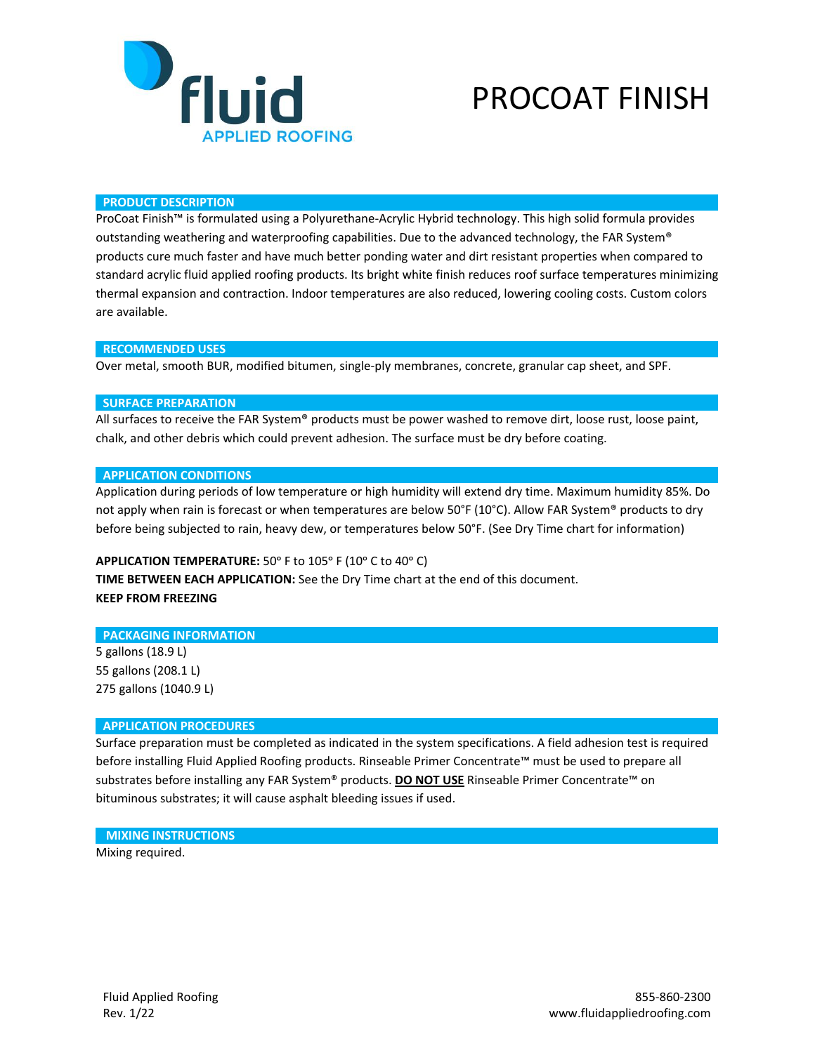fluid APPLIED ROOFING

# PROCOAT FINISH

## PRODUCT DESCRIPTION

ProCoat Finish™ is formulated using a Polyurethane-Acrylic Hybrid technology. This high solid formula provides outstanding weathering and waterproofing capabilities. Due to the advanced technology, the FAR System® products cure much faster and have much better ponding water and dirt resistant properties when compared to standard acrylic fluid applied roofing products. Its bright white finish reduces roof surface temperatures minimizing thermal expansion and contraction. Indoor temperatures are also reduced, lowering cooling costs. Custom colors are available.

## RECOMMENDED USES

Over metal, smooth BUR, modified bitumen, single-ply membranes, concrete, granular cap sheet, and SPF.

## SURFACE PREPARATION

All surfaces to receive the FAR System® products must be power washed to remove dirt, loose rust, loose paint, chalk, and other debris which could prevent adhesion. The surface must be dry before coating.

## APPLICATION CONDITIONS

Application during periods of low temperature or high humidity will extend dry time. Maximum humidity 85%. Do not apply when rain is forecast or when temperatures are below 50°F (10°C). Allow FAR System® products to dry before being subjected to rain, heavy dew, or temperatures below 50°F. (See Dry Time chart for information)

**APPLICATION TEMPERATURE:** 50° F to 105° F (10° C to 40° C)
**TIME BETWEEN EACH APPLICATION:** See the Dry Time chart at the end of this document.
**KEEP FROM FREEZING**

## PACKAGING INFORMATION

5 gallons (18.9 L)
55 gallons (208.1 L)
275 gallons (1040.9 L)

## APPLICATION PROCEDURES

Surface preparation must be completed as indicated in the system specifications. A field adhesion test is required before installing Fluid Applied Roofing products. Rinseable Primer Concentrate™ must be used to prepare all substrates before installing any FAR System® products. **DO NOT USE** Rinseable Primer Concentrate™ on bituminous substrates; it will cause asphalt bleeding issues if used.

## MIXING INSTRUCTIONS

Mixing required.

Fluid Applied Roofing
Rev. 1/22

855-860-2300
www.fluidappliedroofing.com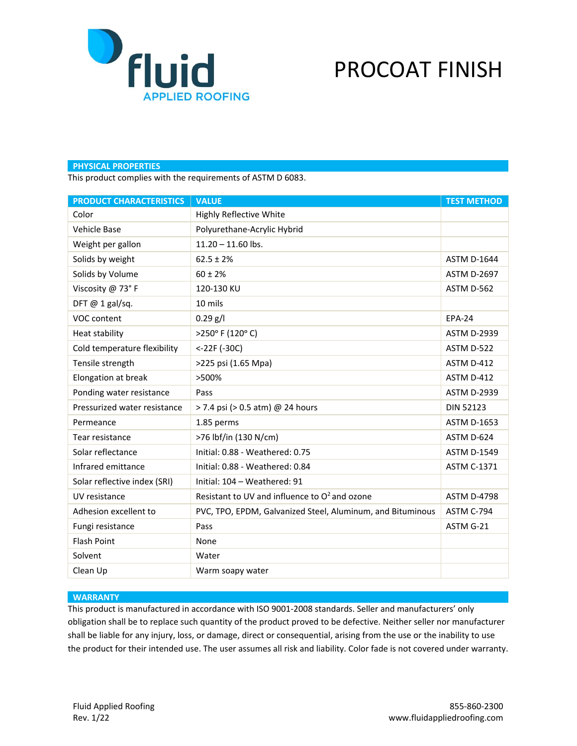# PROCOAT FINISH

## PHYSICAL PROPERTIES

This product complies with the requirements of ASTM D 6083.

| PRODUCT CHARACTERISTICS | VALUE | TEST METHOD |
|---|---|---|
| Color | Highly Reflective White | |
| Vehicle Base | Polyurethane-Acrylic Hybrid | |
| Weight per gallon | 11.20 – 11.60 lbs. | |
| Solids by weight | 62.5 ± 2% | ASTM D-1644 |
| Solids by Volume | 60 ± 2% | ASTM D-2697 |
| Viscosity @ 73° F | 120-130 KU | ASTM D-562 |
| DFT @ 1 gal/sq. | 10 mils | |
| VOC content | 0.29 g/l | EPA-24 |
| Heat stability | >250° F (120° C) | ASTM D-2939 |
| Cold temperature flexibility | <-22F (-30C) | ASTM D-522 |
| Tensile strength | >225 psi (1.65 Mpa) | ASTM D-412 |
| Elongation at break | >500% | ASTM D-412 |
| Ponding water resistance | Pass | ASTM D-2939 |
| Pressurized water resistance | > 7.4 psi (> 0.5 atm) @ 24 hours | DIN 52123 |
| Permeance | 1.85 perms | ASTM D-1653 |
| Tear resistance | >76 lbf/in (130 N/cm) | ASTM D-624 |
| Solar reflectance | Initial: 0.88 - Weathered: 0.75 | ASTM D-1549 |
| Infrared emittance | Initial: 0.88 - Weathered: 0.84 | ASTM C-1371 |
| Solar reflective index (SRI) | Initial: 104 – Weathered: 91 | |
| UV resistance | Resistant to UV and influence to $O^2$ and ozone | ASTM D-4798 |
| Adhesion excellent to | PVC, TPO, EPDM, Galvanized Steel, Aluminum, and Bituminous | ASTM C-794 |
| Fungi resistance | Pass | ASTM G-21 |
| Flash Point | None | |
| Solvent | Water | |
| Clean Up | Warm soapy water | |

## WARRANTY

This product is manufactured in accordance with ISO 9001-2008 standards. Seller and manufacturers' only obligation shall be to replace such quantity of the product proved to be defective. Neither seller nor manufacturer shall be liable for any injury, loss, or damage, direct or consequential, arising from the use or the inability to use the product for their intended use. The user assumes all risk and liability. Color fade is not covered under warranty.

Fluid Applied Roofing
Rev. 1/22

855-860-2300
www.fluidappliedroofing.com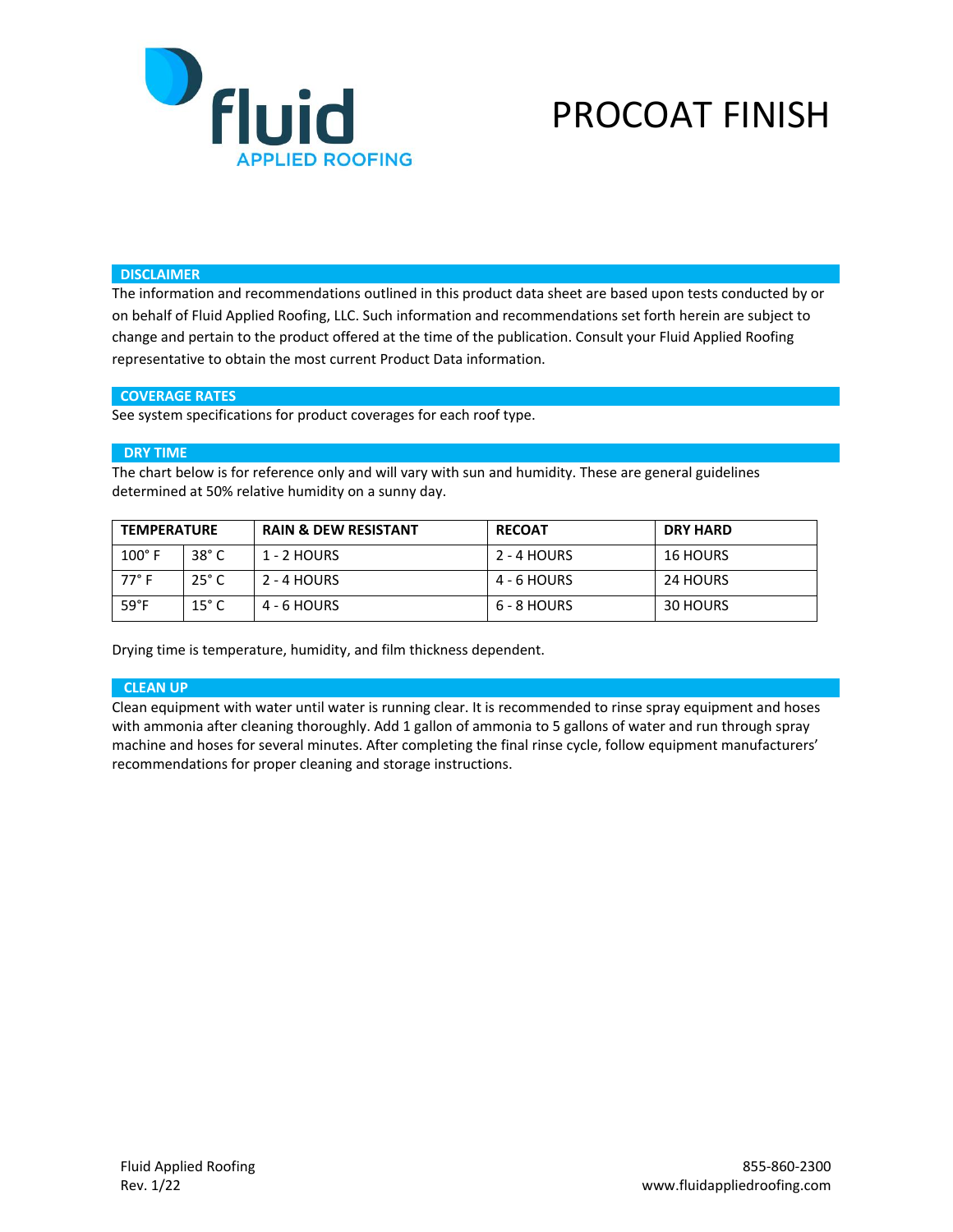# PROCOAT FINISH

## DISCLAIMER

The information and recommendations outlined in this product data sheet are based upon tests conducted by or on behalf of Fluid Applied Roofing, LLC. Such information and recommendations set forth herein are subject to change and pertain to the product offered at the time of the publication. Consult your Fluid Applied Roofing representative to obtain the most current Product Data information.

## COVERAGE RATES

See system specifications for product coverages for each roof type.

## DRY TIME

The chart below is for reference only and will vary with sun and humidity. These are general guidelines determined at 50% relative humidity on a sunny day.

| TEMPERATURE | | RAIN & DEW RESISTANT | RECOAT | DRY HARD |
|---|---|---|---|---|
| 100° F | 38° C | 1 - 2 HOURS | 2 - 4 HOURS | 16 HOURS |
| 77° F | 25° C | 2 - 4 HOURS | 4 - 6 HOURS | 24 HOURS |
| 59°F | 15° C | 4 - 6 HOURS | 6 - 8 HOURS | 30 HOURS |

Drying time is temperature, humidity, and film thickness dependent.

## CLEAN UP

Clean equipment with water until water is running clear. It is recommended to rinse spray equipment and hoses with ammonia after cleaning thoroughly. Add 1 gallon of ammonia to 5 gallons of water and run through spray machine and hoses for several minutes. After completing the final rinse cycle, follow equipment manufacturers' recommendations for proper cleaning and storage instructions.

Fluid Applied Roofing
Rev. 1/22

855-860-2300
www.fluidappliedroofing.com